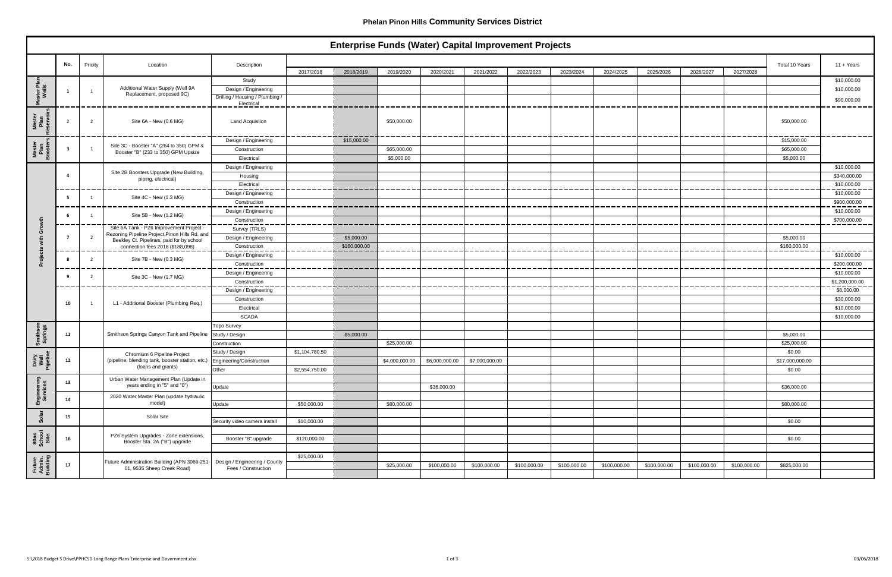**Phelan Pinon Hills Community Services District**

## Enterprise Funds (Water) Capital Improvement Projects

| | No. | Prioity | Location | Description | 2017/2018 | 2018/2019 | 2019/2020 | 2020/2021 | 2021/2022 | 2022/2023 | 2023/2024 | 2024/2025 | 2025/2026 | 2026/2027 | 2027/2028 | Total 10 Years | 11 + Years |
|---|---|---|---|---|---|---|---|---|---|---|---|---|---|---|---|---|---|
| Master Plan Wells | 1 | 1 | Additional Water Supply (Well 9A Replacement, proposed 9C) | Study | | | | | | | | | | | | | $10,000.00 |
| | | | | Design / Engineering | | | | | | | | | | | | | $10,000.00 |
| | | | | Drilling / Housing / Plumbing / Electrical | | | | | | | | | | | | | $90,000.00 |
| Master Plan Reservoirs | 2 | 2 | Site 6A - New (0.6 MG) | Land Acquistion | | | $50,000.00 | | | | | | | | | $50,000.00 | |
| Master Plan Boosters | 3 | 1 | Site 3C - Booster "A" (264 to 350) GPM & Booster "B" (233 to 350) GPM Upsize | Design / Engineering | | $15,000.00 | | | | | | | | | | $15,000.00 | |
| | | | | Construction | | | $65,000.00 | | | | | | | | | $65,000.00 | |
| | | | | Electrical | | | $5,000.00 | | | | | | | | | $5,000.00 | |
| Projects with Growth | 4 | | Site 2B Boosters Upgrade (New Building, piping, electrical) | Design / Engineering | | | | | | | | | | | | | $10,000.00 |
| | | | | Housing | | | | | | | | | | | | | $340,000.00 |
| | | | | Electrical | | | | | | | | | | | | | $10,000.00 |
| | 5 | 1 | Site 4C - New (1.3 MG) | Design / Engineering | | | | | | | | | | | | | $10,000.00 |
| | | | | Construction | | | | | | | | | | | | | $900,000.00 |
| | 6 | 1 | Site 5B - New (1.2 MG) | Design / Engineering | | | | | | | | | | | | | $10,000.00 |
| | | | | Construction | | | | | | | | | | | | | $700,000.00 |
| | 7 | 2 | Site 6A Tank - PZ6 Improvement Project - Rezoning Pipeline Project,Pinon Hills Rd. and Beekley Ct. Pipelines, paid for by school connection fees 2018 ($188,098) | Survey (TRLS) | | | | | | | | | | | | | |
| | | | | Design / Engineering | | $5,000.00 | | | | | | | | | | $5,000.00 | |
| | | | | Construction | | $160,000.00 | | | | | | | | | | $160,000.00 | |
| | 8 | 2 | Site 7B - New (0.3 MG) | Design / Engineering | | | | | | | | | | | | | $10,000.00 |
| | | | | Construction | | | | | | | | | | | | | $200,000.00 |
| | 9 | 2 | Site 3C - New (1.7 MG) | Design / Engineering | | | | | | | | | | | | | $10,000.00 |
| | | | | Construction | | | | | | | | | | | | | $1,200,000.00 |
| | 10 | 1 | L1 - Additional Booster (Plumbing Req.) | Design / Engineering | | | | | | | | | | | | | $8,000.00 |
| | | | | Construction | | | | | | | | | | | | | $30,000.00 |
| | | | | Electrical | | | | | | | | | | | | | $10,000.00 |
| | | | | SCADA | | | | | | | | | | | | | $10,000.00 |
| Smithson Springs | 11 | | Smithson Springs Canyon Tank and Pipeline | Topo Survey | | | | | | | | | | | | | |
| | | | | Study / Design | | $5,000.00 | | | | | | | | | | $5,000.00 | |
| | | | | Construction | | | $25,000.00 | | | | | | | | | $25,000.00 | |
| Dairy Well Pipeline | 12 | | Chromium 6 Pipeline Project (pipeline, blending tank, booster station, etc.) (loans and grants) | Study / Design | $1,104,780.50 | | | | | | | | | | | $0.00 | |
| | | | | Engineering/Construction | | | $4,000,000.00 | $6,000,000.00 | $7,000,000.00 | | | | | | | $17,000,000.00 | |
| | | | | Other | $2,554,750.00 | | | | | | | | | | | $0.00 | |
| Engineering Services | 13 | | Urban Water Management Plan (Update in years ending in "5" and "0") | Update | | | | $36,000.00 | | | | | | | | $36,000.00 | |
| | 14 | | 2020 Water Master Plan (update hydraulic model) | Update | $50,000.00 | | $80,000.00 | | | | | | | | | $80,000.00 | |
| Solar | 15 | | Solar Site | Security video camera install | $10,000.00 | | | | | | | | | | | $0.00 | |
| 80ac School Site | 16 | | PZ6 System Upgrades - Zone extensions, Booster Sta. 2A ("B") upgrade | Booster "B" upgrade | $120,000.00 | | | | | | | | | | | $0.00 | |
| Future Admin Building | 17 | | Future Administration Building (APN 3066-251-01, 9535 Sheep Creek Road) | Design / Engineering / County Fees / Construction | $25,000.00 | | $25,000.00 | $100,000.00 | $100,000.00 | $100,000.00 | $100,000.00 | $100,000.00 | $100,000.00 | $100,000.00 | $100,000.00 | $825,000.00 | |

S:\2018 Budget S Drive\PPHCSD Long Range Plans Enterprise and Government.xlsx 03/06/2018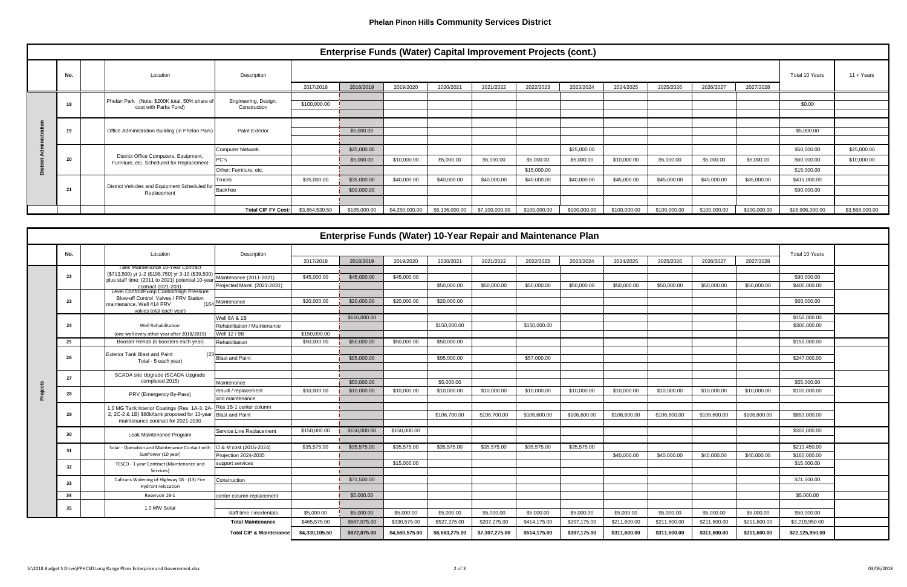## Phelan Pinon Hills Community Services District

### Enterprise Funds (Water) Capital Improvement Projects (cont.)

| | No. | Location | Description | 2017/2018 | 2018/2019 | 2019/2020 | 2020/2021 | 2021/2022 | 2022/2023 | 2023/2024 | 2024/2025 | 2025/2026 | 2026/2027 | 2027/2028 | Total 10 Years | 11 + Years |
|---|---|---|---|---|---|---|---|---|---|---|---|---|---|---|---|---|
| District Administration | 18 | Phelan Park (Note: $200K total, 50% share of cost with Parks Fund) | Engineering, Design, Construction | $100,000.00 | | | | | | | | | | | $0.00 | |
| | 19 | Office Administration Building (in Phelan Park) | Paint Exterior | | $5,000.00 | | | | | | | | | | $5,000.00 | |
| | 20 | District Office Computers, Equipment, Furniture, etc. Scheduled for Replacement | Computer Network | | $25,000.00 | | | | | $25,000.00 | | | | | $50,000.00 | $25,000.00 |
| | | | PC's | | $5,000.00 | $10,000.00 | $5,000.00 | $5,000.00 | $5,000.00 | $5,000.00 | $10,000.00 | $5,000.00 | $5,000.00 | $5,000.00 | $60,000.00 | $10,000.00 |
| | | | Other: Furniture, etc. | | | | | | $15,000.00 | | | | | | $15,000.00 | |
| | 21 | District Vehicles and Equipment Scheduled for Replacement | Trucks | $35,000.00 | $35,000.00 | $40,000.00 | $40,000.00 | $40,000.00 | $40,000.00 | $40,000.00 | $45,000.00 | $45,000.00 | $45,000.00 | $45,000.00 | $415,000.00 | |
| | | | Backhoe | | $90,000.00 | | | | | | | | | | $90,000.00 | |
| | | | **Total CIP FY Cost:** | $3,864,530.50 | $185,000.00 | $4,250,000.00 | $6,136,000.00 | $7,100,000.00 | $100,000.00 | $100,000.00 | $100,000.00 | $100,000.00 | $100,000.00 | $100,000.00 | $18,906,000.00 | $3,568,000.00 |

### Enterprise Funds (Water) 10-Year Repair and Maintenance Plan

| | No. | Location | Description | 2017/2018 | 2018/2019 | 2019/2020 | 2020/2021 | 2021/2022 | 2022/2023 | 2023/2024 | 2024/2025 | 2025/2026 | 2026/2027 | 2027/2028 | Total 10 Years |
|---|---|---|---|---|---|---|---|---|---|---|---|---|---|---|---|
| Projects | 22 | Tank Maintenance 10-Year Contract ($713,500) yr 1-2 ($198,750) yr 3-10 ($39,500) plus staff time; (2011 to 2021) potential 10-year contract 2021-2031 | Maintenance (2011-2021) | $45,000.00 | $45,000.00 | $45,000.00 | | | | | | | | | $90,000.00 |
| | | | Projected Maint. (2021-2031) | | | | $50,000.00 | $50,000.00 | $50,000.00 | $50,000.00 | $50,000.00 | $50,000.00 | $50,000.00 | $50,000.00 | $400,000.00 |
| | 23 | Level Control/Pump Control/High Pressure Blow-off Control Valves / PRV Station maintenance. Well #14 PRV (164 valves total each year) | Maintenance | $20,000.00 | $20,000.00 | $20,000.00 | $20,000.00 | | | | | | | | $60,000.00 |
| | 24 | Well Rehabilitation (one well every other year after 2018/2019) | Well 6A & 1B | | $150,000.00 | | | | | | | | | | $150,000.00 |
| | | | Rehabilitation / Maintenance | | | | $150,000.00 | | $150,000.00 | | | | | | $300,000.00 |
| | | | Well 12 / 9B | $150,000.00 | | | | | | | | | | | |
| | 25 | Booster Rehab (5 boosters each year) | Rehabilitation | $50,000.00 | $50,000.00 | $50,000.00 | $50,000.00 | | | | | | | | $150,000.00 |
| | 26 | Exterior Tank Blast and Paint (23 Total - 5 each year) | Blast and Paint | | $95,000.00 | | $95,000.00 | | $57,000.00 | | | | | | $247,000.00 |
| | 27 | SCADA site Upgrade (SCADA Upgrade completed 2015) | Maintenance | | $50,000.00 | | $5,000.00 | | | | | | | | $55,000.00 |
| | 28 | PRV (Emergency By-Pass) | rebuilt / replacement and maintenance | $10,000.00 | $10,000.00 | $10,000.00 | $10,000.00 | $10,000.00 | $10,000.00 | $10,000.00 | $10,000.00 | $10,000.00 | $10,000.00 | $10,000.00 | $100,000.00 |
| | 29 | 1.0 MG Tank Interior Coatings (Res. 1A-3, 2A-2, 2C-2 & 1B) $80k/tank proposed for 10-year maintenance contract for 2021-2030 | Res 1B-1 center column Blast and Paint | | - | | $106,700.00 | $106,700.00 | $106,600.00 | $106,600.00 | $106,600.00 | $106,600.00 | $106,600.00 | $106,600.00 | $853,000.00 |
| | 30 | Leak Maintenance Program | Service Line Replacement | $150,000.00 | $150,000.00 | $150,000.00 | | | | | | | | | $300,000.00 |
| | 31 | Solar - Operation and Maintenance Contact with SunPower (10 year) | O & M cost (2015-2024) | $35,575.00 | $35,575.00 | $35,575.00 | $35,575.00 | $35,575.00 | $35,575.00 | $35,575.00 | | | | | $213,450.00 |
| | | | Projection 2024-2035 | | | | | | | | $40,000.00 | $40,000.00 | $40,000.00 | $40,000.00 | $160,000.00 |
| | 32 | TESCO - 1 year Contract (Maintenance and Services) | support services | | | $15,000.00 | | | | | | | | | $15,000.00 |
| | 33 | Caltrans Widening of Highway 18 - (13) Fire Hydrant relocation | Construction | | $71,500.00 | | | | | | | | | | $71,500.00 |
| | 34 | Reservoir 1B-1 | center column replacement | | $5,000.00 | | | | | | | | | | $5,000.00 |
| | 35 | 1.0 MW Solar | staff time / incidentals | $5,000.00 | $5,000.00 | $5,000.00 | $5,000.00 | $5,000.00 | $5,000.00 | $5,000.00 | $5,000.00 | $5,000.00 | $5,000.00 | $5,000.00 | $50,000.00 |
| | | | **Total Maintenance** | $465,575.00 | $687,075.00 | $330,575.00 | $527,275.00 | $207,275.00 | $414,175.00 | $207,175.00 | $211,600.00 | $211,600.00 | $211,600.00 | $211,600.00 | $3,219,950.00 |
| | | | **Total CIP & Maintenance** | **$4,330,105.50** | **$872,075.00** | **$4,580,575.00** | **$6,663,275.00** | **$7,307,275.00** | **$514,175.00** | **$307,175.00** | **$311,600.00** | **$311,600.00** | **$311,600.00** | **$311,600.00** | **$22,125,950.00** |

S:\2018 Budget S Drive\PPHCSD Long Range Plans Enterprise and Government.xlsx 03/06/2018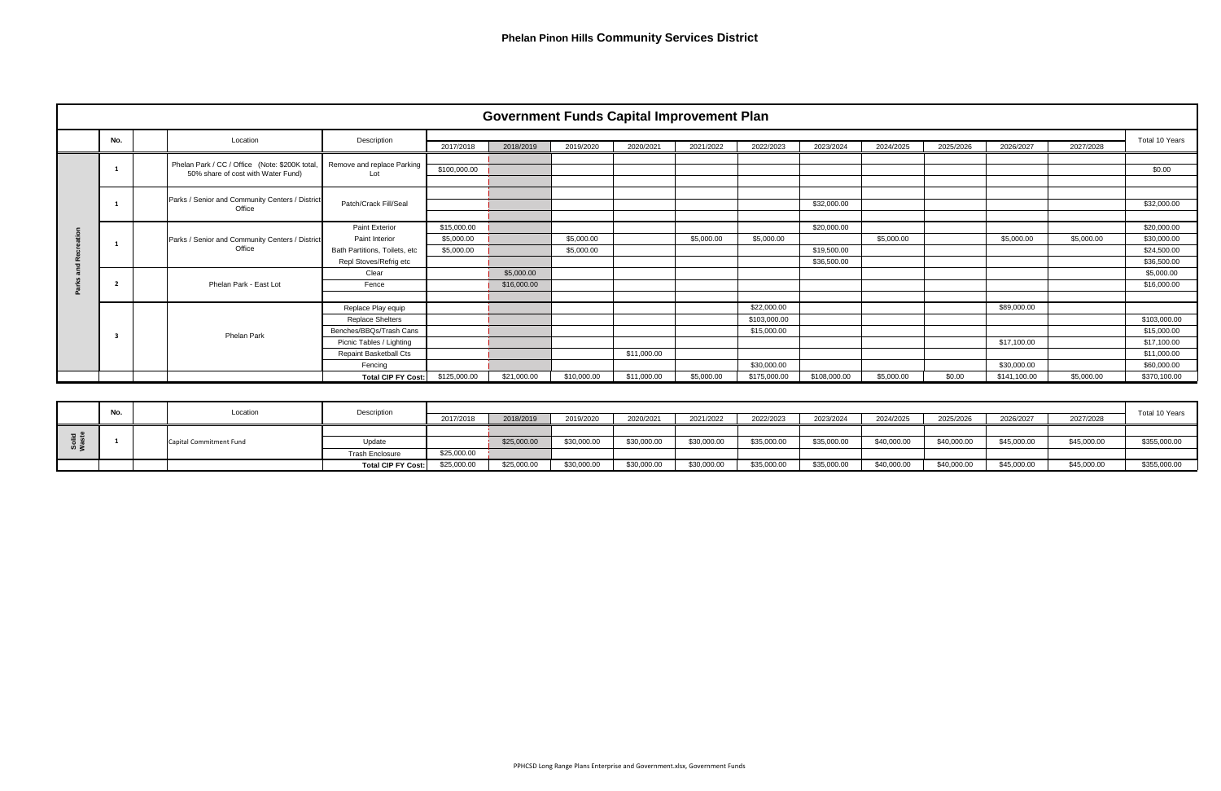## Phelan Pinon Hills Community Services District

### Government Funds Capital Improvement Plan

| | No. | | Location | Description | 2017/2018 | 2018/2019 | 2019/2020 | 2020/2021 | 2021/2022 | 2022/2023 | 2023/2024 | 2024/2025 | 2025/2026 | 2026/2027 | 2027/2028 | Total 10 Years |
|---|---|---|---|---|---|---|---|---|---|---|---|---|---|---|---|---|
| Parks and Recreation | 1 | | Phelan Park / CC / Office (Note: $200K total, 50% share of cost with Water Fund) | Remove and replace Parking Lot | $100,000.00 | | | | | | | | | | | $0.00 |
| | 1 | | Parks / Senior and Community Centers / District Office | Patch/Crack Fill/Seal | | | | | | | $32,000.00 | | | | | $32,000.00 |
| | 1 | | Parks / Senior and Community Centers / District Office | Paint Exterior | $15,000.00 | | | | | | $20,000.00 | | | | | $20,000.00 |
| | | | | Paint Interior | $5,000.00 | | $5,000.00 | | $5,000.00 | $5,000.00 | | $5,000.00 | | $5,000.00 | $5,000.00 | $30,000.00 |
| | | | | Bath Partitions, Toilets, etc | $5,000.00 | | $5,000.00 | | | | $19,500.00 | | | | | $24,500.00 |
| | | | | Repl Stoves/Refrig etc | | | | | | | $36,500.00 | | | | | $36,500.00 |
| | 2 | | Phelan Park - East Lot | Clear | | $5,000.00 | | | | | | | | | | $5,000.00 |
| | | | | Fence | | $16,000.00 | | | | | | | | | | $16,000.00 |
| | 3 | | Phelan Park | Replace Play equip | | | | | | $22,000.00 | | | | $89,000.00 | | |
| | | | | Replace Shelters | | | | | | $103,000.00 | | | | | | $103,000.00 |
| | | | | Benches/BBQs/Trash Cans | | | | | | $15,000.00 | | | | | | $15,000.00 |
| | | | | Picnic Tables / Lighting | | | | | | | | | | $17,100.00 | | $17,100.00 |
| | | | | Repaint Basketball Cts | | | | $11,000.00 | | | | | | | | $11,000.00 |
| | | | | Fencing | | | | | | $30,000.00 | | | | $30,000.00 | | $60,000.00 |
| | | | | **Total CIP FY Cost:** | $125,000.00 | $21,000.00 | $10,000.00 | $11,000.00 | $5,000.00 | $175,000.00 | $108,000.00 | $5,000.00 | $0.00 | $141,100.00 | $5,000.00 | $370,100.00 |

| | No. | | Location | Description | 2017/2018 | 2018/2019 | 2019/2020 | 2020/2021 | 2021/2022 | 2022/2023 | 2023/2024 | 2024/2025 | 2025/2026 | 2026/2027 | 2027/2028 | Total 10 Years |
|---|---|---|---|---|---|---|---|---|---|---|---|---|---|---|---|---|
| Solid Waste | 1 | | Capital Commitment Fund | Update | | $25,000.00 | $30,000.00 | $30,000.00 | $30,000.00 | $35,000.00 | $35,000.00 | $40,000.00 | $40,000.00 | $45,000.00 | $45,000.00 | $355,000.00 |
| | | | | Trash Enclosure | $25,000.00 | | | | | | | | | | | |
| | | | | **Total CIP FY Cost:** | $25,000.00 | $25,000.00 | $30,000.00 | $30,000.00 | $30,000.00 | $35,000.00 | $35,000.00 | $40,000.00 | $40,000.00 | $45,000.00 | $45,000.00 | $355,000.00 |

PPHCSD Long Range Plans Enterprise and Government.xlsx, Government Funds